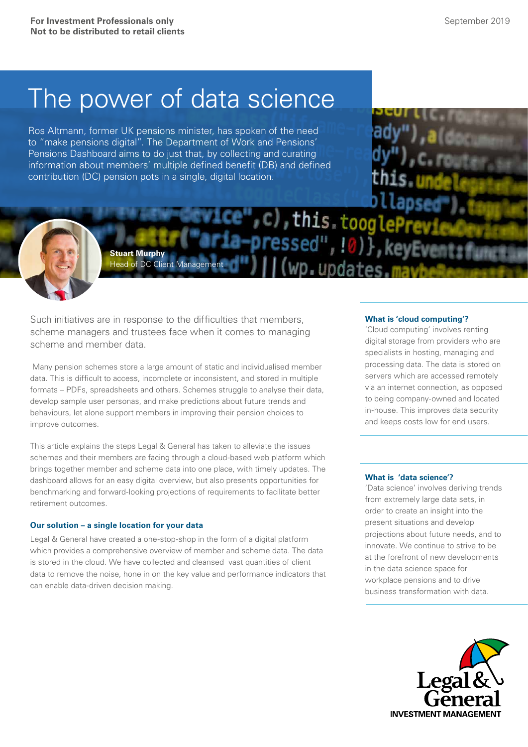For Investment Professionals only
Not to be distributed to retail clients

September 2019

# The power of data science

Ros Altmann, former UK pensions minister, has spoken of the need to “make pensions digital”. The Department of Work and Pensions’ Pensions Dashboard aims to do just that, by collecting and curating information about members’ multiple defined benefit (DB) and defined contribution (DC) pension pots in a single, digital location.

**Stuart Murphy**
Head of DC Client Management

Such initiatives are in response to the difficulties that members, scheme managers and trustees face when it comes to managing scheme and member data.

Many pension schemes store a large amount of static and individualised member data. This is difficult to access, incomplete or inconsistent, and stored in multiple formats – PDFs, spreadsheets and others. Schemes struggle to analyse their data, develop sample user personas, and make predictions about future trends and behaviours, let alone support members in improving their pension choices to improve outcomes.

This article explains the steps Legal & General has taken to alleviate the issues schemes and their members are facing through a cloud-based web platform which brings together member and scheme data into one place, with timely updates. The dashboard allows for an easy digital overview, but also presents opportunities for benchmarking and forward-looking projections of requirements to facilitate better retirement outcomes.

### Our solution – a single location for your data

Legal & General have created a one-stop-shop in the form of a digital platform which provides a comprehensive overview of member and scheme data. The data is stored in the cloud. We have collected and cleansed vast quantities of client data to remove the noise, hone in on the key value and performance indicators that can enable data-driven decision making.

### What is ‘cloud computing’?

‘Cloud computing’ involves renting digital storage from providers who are specialists in hosting, managing and processing data. The data is stored on servers which are accessed remotely via an internet connection, as opposed to being company-owned and located in-house. This improves data security and keeps costs low for end users.

### What is ‘data science’?

‘Data science’ involves deriving trends from extremely large data sets, in order to create an insight into the present situations and develop projections about future needs, and to innovate. We continue to strive to be at the forefront of new developments in the data science space for workplace pensions and to drive business transformation with data.

Legal & General
INVESTMENT MANAGEMENT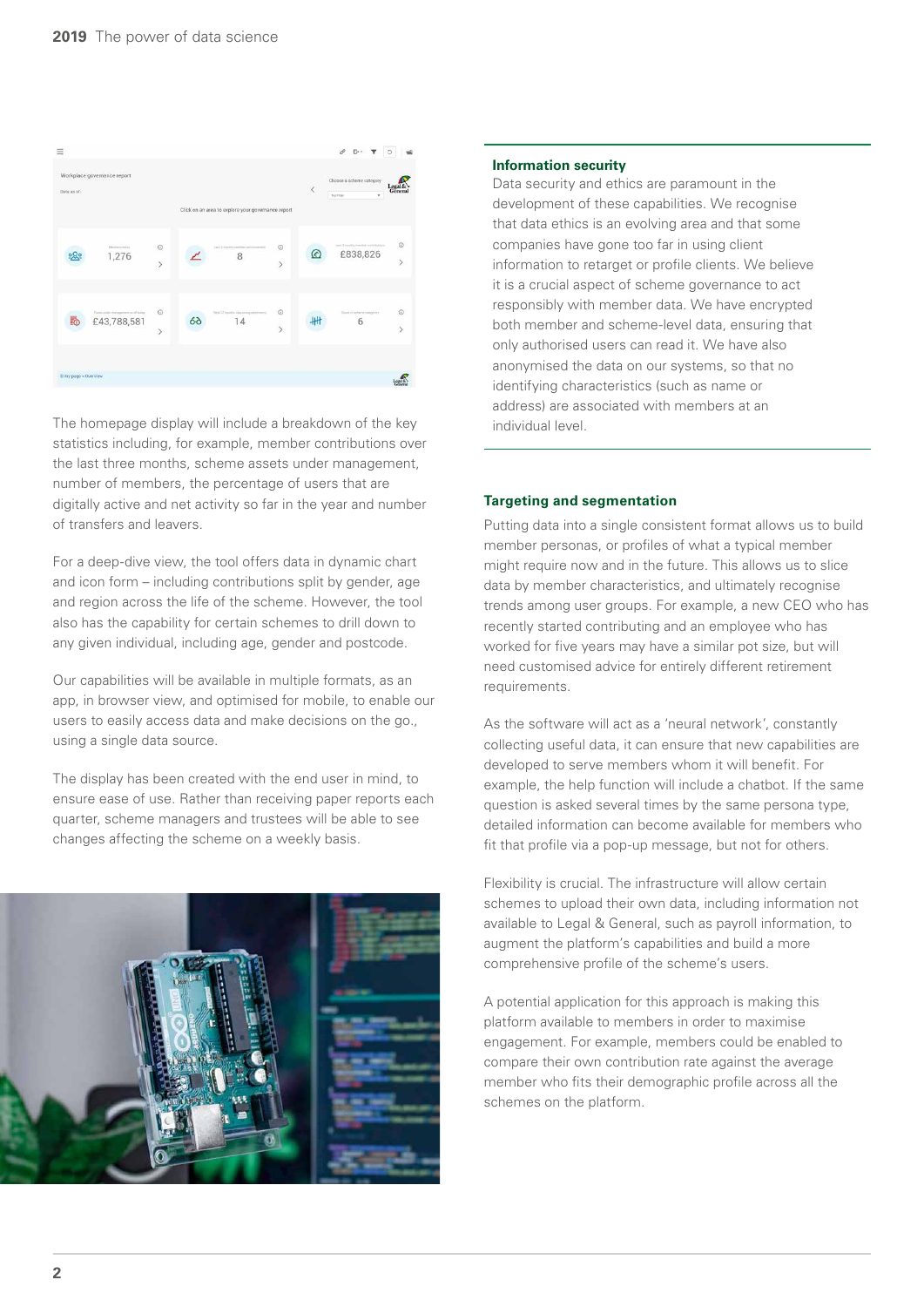The homepage display will include a breakdown of the key statistics including, for example, member contributions over the last three months, scheme assets under management, number of members, the percentage of users that are digitally active and net activity so far in the year and number of transfers and leavers.

For a deep-dive view, the tool offers data in dynamic chart and icon form – including contributions split by gender, age and region across the life of the scheme. However, the tool also has the capability for certain schemes to drill down to any given individual, including age, gender and postcode.

Our capabilities will be available in multiple formats, as an app, in browser view, and optimised for mobile, to enable our users to easily access data and make decisions on the go., using a single data source.

The display has been created with the end user in mind, to ensure ease of use. Rather than receiving paper reports each quarter, scheme managers and trustees will be able to see changes affecting the scheme on a weekly basis.

### Information security

Data security and ethics are paramount in the development of these capabilities. We recognise that data ethics is an evolving area and that some companies have gone too far in using client information to retarget or profile clients. We believe it is a crucial aspect of scheme governance to act responsibly with member data. We have encrypted both member and scheme-level data, ensuring that only authorised users can read it. We have also anonymised the data on our systems, so that no identifying characteristics (such as name or address) are associated with members at an individual level.

### Targeting and segmentation

Putting data into a single consistent format allows us to build member personas, or profiles of what a typical member might require now and in the future. This allows us to slice data by member characteristics, and ultimately recognise trends among user groups. For example, a new CEO who has recently started contributing and an employee who has worked for five years may have a similar pot size, but will need customised advice for entirely different retirement requirements.

As the software will act as a 'neural network', constantly collecting useful data, it can ensure that new capabilities are developed to serve members whom it will benefit. For example, the help function will include a chatbot. If the same question is asked several times by the same persona type, detailed information can become available for members who fit that profile via a pop-up message, but not for others.

Flexibility is crucial. The infrastructure will allow certain schemes to upload their own data, including information not available to Legal & General, such as payroll information, to augment the platform's capabilities and build a more comprehensive profile of the scheme's users.

A potential application for this approach is making this platform available to members in order to maximise engagement. For example, members could be enabled to compare their own contribution rate against the average member who fits their demographic profile across all the schemes on the platform.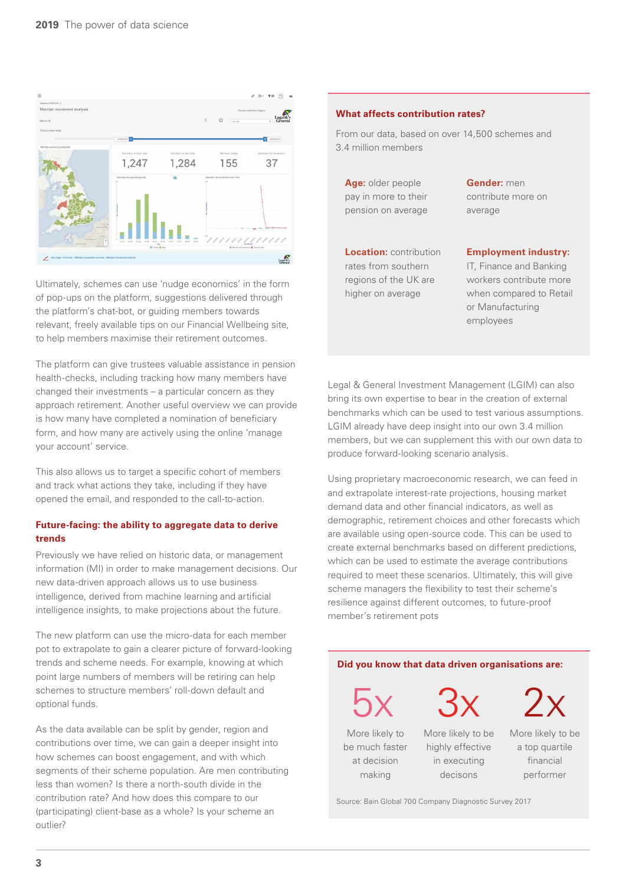Ultimately, schemes can use 'nudge economics' in the form of pop-ups on the platform, suggestions delivered through the platform's chat-bot, or guiding members towards relevant, freely available tips on our Financial Wellbeing site, to help members maximise their retirement outcomes.

The platform can give trustees valuable assistance in pension health-checks, including tracking how many members have changed their investments – a particular concern as they approach retirement. Another useful overview we can provide is how many have completed a nomination of beneficiary form, and how many are actively using the online 'manage your account' service.

This also allows us to target a specific cohort of members and track what actions they take, including if they have opened the email, and responded to the call-to-action.

### Future-facing: the ability to aggregate data to derive trends

Previously we have relied on historic data, or management information (MI) in order to make management decisions. Our new data-driven approach allows us to use business intelligence, derived from machine learning and artificial intelligence insights, to make projections about the future.

The new platform can use the micro-data for each member pot to extrapolate to gain a clearer picture of forward-looking trends and scheme needs. For example, knowing at which point large numbers of members will be retiring can help schemes to structure members' roll-down default and optional funds.

As the data available can be split by gender, region and contributions over time, we can gain a deeper insight into how schemes can boost engagement, and with which segments of their scheme population. Are men contributing less than women? Is there a north-south divide in the contribution rate? And how does this compare to our (participating) client-base as a whole? Is your scheme an outlier?

### What affects contribution rates?

From our data, based on over 14,500 schemes and 3.4 million members

**Age:** older people pay in more to their pension on average

**Gender:** men contribute more on average

**Location:** contribution rates from southern regions of the UK are higher on average

**Employment industry:** IT, Finance and Banking workers contribute more when compared to Retail or Manufacturing employees

Legal & General Investment Management (LGIM) can also bring its own expertise to bear in the creation of external benchmarks which can be used to test various assumptions. LGIM already have deep insight into our own 3.4 million members, but we can supplement this with our own data to produce forward-looking scenario analysis.

Using proprietary macroeconomic research, we can feed in and extrapolate interest-rate projections, housing market demand data and other financial indicators, as well as demographic, retirement choices and other forecasts which are available using open-source code. This can be used to create external benchmarks based on different predictions, which can be used to estimate the average contributions required to meet these scenarios. Ultimately, this will give scheme managers the flexibility to test their scheme's resilience against different outcomes, to future-proof member's retirement pots

### Did you know that data driven organisations are:

**5x** More likely to be much faster at decision making

**3x** More likely to be highly effective in executing decisons

**2x** More likely to be a top quartile financial performer

Source: Bain Global 700 Company Diagnostic Survey 2017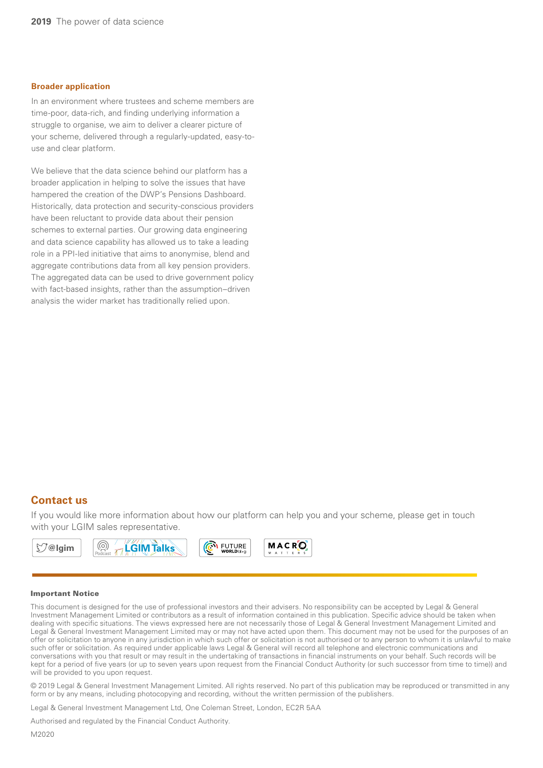### Broader application

In an environment where trustees and scheme members are time-poor, data-rich, and finding underlying information a struggle to organise, we aim to deliver a clearer picture of your scheme, delivered through a regularly-updated, easy-to-use and clear platform.

We believe that the data science behind our platform has a broader application in helping to solve the issues that have hampered the creation of the DWP's Pensions Dashboard. Historically, data protection and security-conscious providers have been reluctant to provide data about their pension schemes to external parties. Our growing data engineering and data science capability has allowed us to take a leading role in a PPI-led initiative that aims to anonymise, blend and aggregate contributions data from all key pension providers. The aggregated data can be used to drive government policy with fact-based insights, rather than the assumption–driven analysis the wider market has traditionally relied upon.

## Contact us

If you would like more information about how our platform can help you and your scheme, please get in touch with your LGIM sales representative.

@lgim

LGIM Talks

FUTURE WORLD blog

MACRO MATTERS

**Important Notice**

This document is designed for the use of professional investors and their advisers. No responsibility can be accepted by Legal & General Investment Management Limited or contributors as a result of information contained in this publication. Specific advice should be taken when dealing with specific situations. The views expressed here are not necessarily those of Legal & General Investment Management Limited and Legal & General Investment Management Limited may or may not have acted upon them. This document may not be used for the purposes of an offer or solicitation to anyone in any jurisdiction in which such offer or solicitation is not authorised or to any person to whom it is unlawful to make such offer or solicitation. As required under applicable laws Legal & General will record all telephone and electronic communications and conversations with you that result or may result in the undertaking of transactions in financial instruments on your behalf. Such records will be kept for a period of five years (or up to seven years upon request from the Financial Conduct Authority (or such successor from time to time)) and will be provided to you upon request.

© 2019 Legal & General Investment Management Limited. All rights reserved. No part of this publication may be reproduced or transmitted in any form or by any means, including photocopying and recording, without the written permission of the publishers.

Legal & General Investment Management Ltd, One Coleman Street, London, EC2R 5AA

Authorised and regulated by the Financial Conduct Authority.

M2020